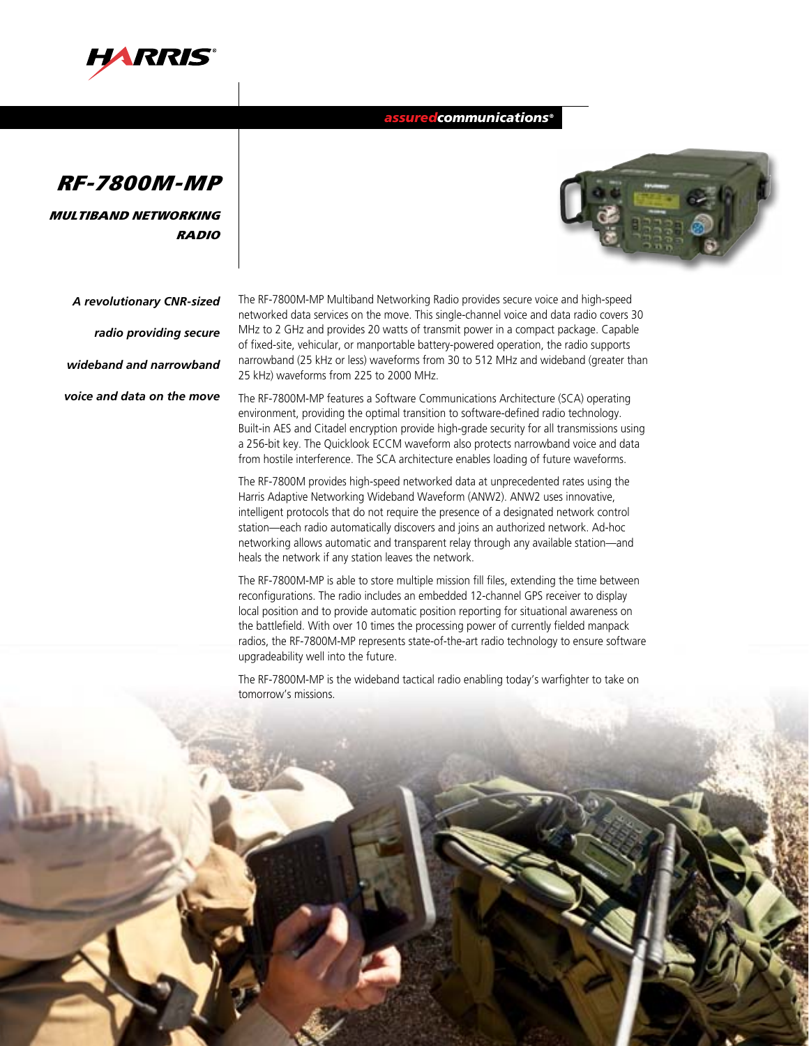HARRIS

*assuredcommunications*®

# RF-7800M-MP

## MULTIBAND NETWORKING RADIO

***A revolutionary CNR-sized radio providing secure wideband and narrowband voice and data on the move***

The RF-7800M-MP Multiband Networking Radio provides secure voice and high-speed networked data services on the move. This single-channel voice and data radio covers 30 MHz to 2 GHz and provides 20 watts of transmit power in a compact package. Capable of fixed-site, vehicular, or manportable battery-powered operation, the radio supports narrowband (25 kHz or less) waveforms from 30 to 512 MHz and wideband (greater than 25 kHz) waveforms from 225 to 2000 MHz.

The RF-7800M-MP features a Software Communications Architecture (SCA) operating environment, providing the optimal transition to software-defined radio technology. Built-in AES and Citadel encryption provide high-grade security for all transmissions using a 256-bit key. The Quicklook ECCM waveform also protects narrowband voice and data from hostile interference. The SCA architecture enables loading of future waveforms.

The RF-7800M provides high-speed networked data at unprecedented rates using the Harris Adaptive Networking Wideband Waveform (ANW2). ANW2 uses innovative, intelligent protocols that do not require the presence of a designated network control station—each radio automatically discovers and joins an authorized network. Ad-hoc networking allows automatic and transparent relay through any available station—and heals the network if any station leaves the network.

The RF-7800M-MP is able to store multiple mission fill files, extending the time between reconfigurations. The radio includes an embedded 12-channel GPS receiver to display local position and to provide automatic position reporting for situational awareness on the battlefield. With over 10 times the processing power of currently fielded manpack radios, the RF-7800M-MP represents state-of-the-art radio technology to ensure software upgradeability well into the future.

The RF-7800M-MP is the wideband tactical radio enabling today's warfighter to take on tomorrow's missions.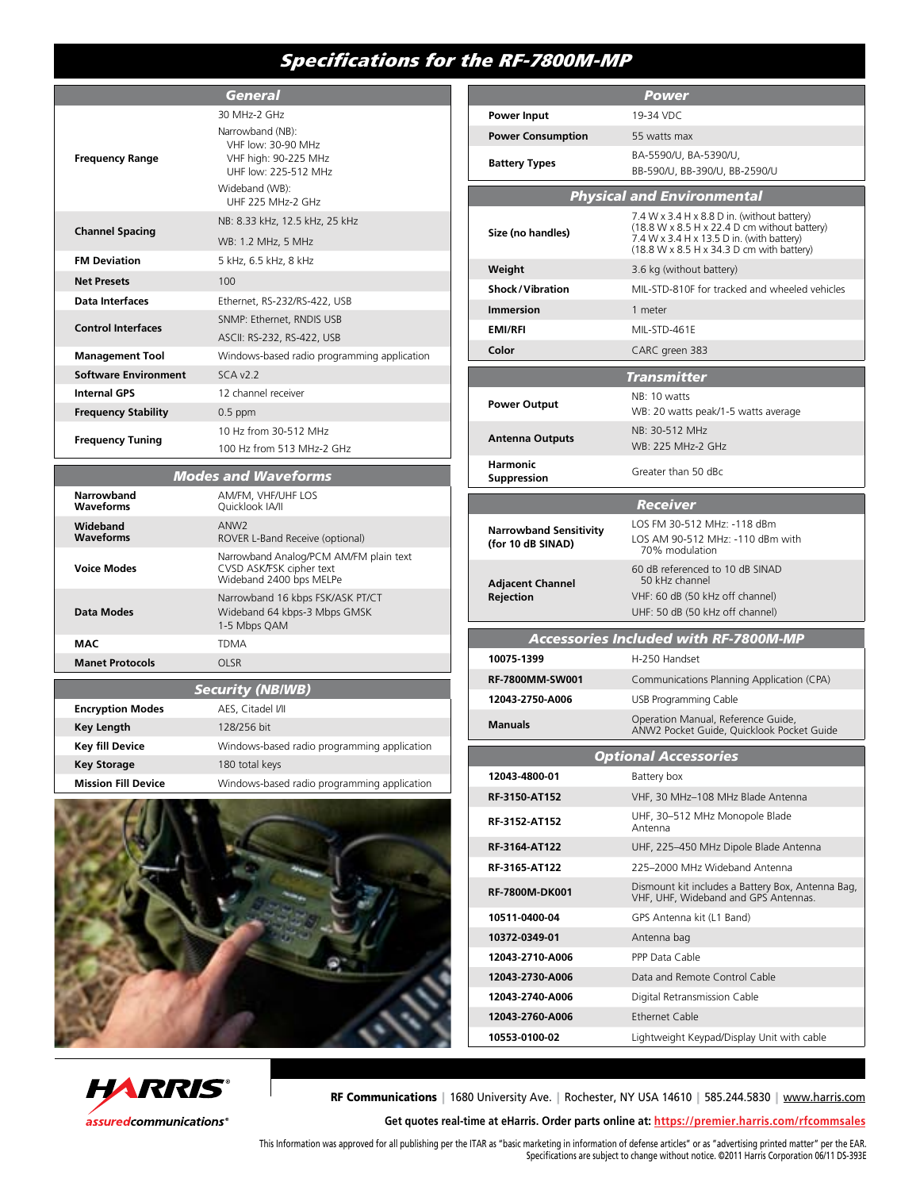# Specifications for the RF-7800M-MP

## General

| | |
|---|---|
| **Frequency Range** | 30 MHz-2 GHz<br>Narrowband (NB):<br>VHF low: 30-90 MHz<br>VHF high: 90-225 MHz<br>UHF low: 225-512 MHz<br>Wideband (WB):<br>UHF 225 MHz-2 GHz |
| **Channel Spacing** | NB: 8.33 kHz, 12.5 kHz, 25 kHz<br>WB: 1.2 MHz, 5 MHz |
| **FM Deviation** | 5 kHz, 6.5 kHz, 8 kHz |
| **Net Presets** | 100 |
| **Data Interfaces** | Ethernet, RS-232/RS-422, USB |
| **Control Interfaces** | SNMP: Ethernet, RNDIS USB<br>ASCII: RS-232, RS-422, USB |
| **Management Tool** | Windows-based radio programming application |
| **Software Environment** | SCA v2.2 |
| **Internal GPS** | 12 channel receiver |
| **Frequency Stability** | 0.5 ppm |
| **Frequency Tuning** | 10 Hz from 30-512 MHz<br>100 Hz from 513 MHz-2 GHz |

## Modes and Waveforms

| | |
|---|---|
| **Narrowband Waveforms** | AM/FM, VHF/UHF LOS<br>Quicklook IA/II |
| **Wideband Waveforms** | ANW2<br>ROVER L-Band Receive (optional) |
| **Voice Modes** | Narrowband Analog/PCM AM/FM plain text<br>CVSD ASK/FSK cipher text<br>Wideband 2400 bps MELPe |
| **Data Modes** | Narrowband 16 kbps FSK/ASK PT/CT<br>Wideband 64 kbps-3 Mbps GMSK<br>1-5 Mbps QAM |
| **MAC** | TDMA |
| **Manet Protocols** | OLSR |

## Security (NB/WB)

| | |
|---|---|
| **Encryption Modes** | AES, Citadel I/II |
| **Key Length** | 128/256 bit |
| **Key fill Device** | Windows-based radio programming application |
| **Key Storage** | 180 total keys |
| **Mission Fill Device** | Windows-based radio programming application |

## Power

| | |
|---|---|
| **Power Input** | 19-34 VDC |
| **Power Consumption** | 55 watts max |
| **Battery Types** | BA-5590/U, BA-5390/U,<br>BB-590/U, BB-390/U, BB-2590/U |

## Physical and Environmental

| | |
|---|---|
| **Size (no handles)** | 7.4 W x 3.4 H x 8.8 D in. (without battery)<br>(18.8 W x 8.5 H x 22.4 D cm without battery)<br>7.4 W x 3.4 H x 13.5 D in. (with battery)<br>(18.8 W x 8.5 H x 34.3 D cm with battery) |
| **Weight** | 3.6 kg (without battery) |
| **Shock/Vibration** | MIL-STD-810F for tracked and wheeled vehicles |
| **Immersion** | 1 meter |
| **EMI/RFI** | MIL-STD-461E |
| **Color** | CARC green 383 |

## Transmitter

| | |
|---|---|
| **Power Output** | NB: 10 watts<br>WB: 20 watts peak/1-5 watts average |
| **Antenna Outputs** | NB: 30-512 MHz<br>WB: 225 MHz-2 GHz |
| **Harmonic Suppression** | Greater than 50 dBc |

## Receiver

| | |
|---|---|
| **Narrowband Sensitivity (for 10 dB SINAD)** | LOS FM 30-512 MHz: -118 dBm<br>LOS AM 90-512 MHz: -110 dBm with 70% modulation |
| **Adjacent Channel Rejection** | 60 dB referenced to 10 dB SINAD 50 kHz channel<br>VHF: 60 dB (50 kHz off channel)<br>UHF: 50 dB (50 kHz off channel) |

## Accessories Included with RF-7800M-MP

| | |
|---|---|
| **10075-1399** | H-250 Handset |
| **RF-7800MM-SW001** | Communications Planning Application (CPA) |
| **12043-2750-A006** | USB Programming Cable |
| **Manuals** | Operation Manual, Reference Guide,<br>ANW2 Pocket Guide, Quicklook Pocket Guide |

## Optional Accessories

| | |
|---|---|
| **12043-4800-01** | Battery box |
| **RF-3150-AT152** | VHF, 30 MHz–108 MHz Blade Antenna |
| **RF-3152-AT152** | UHF, 30–512 MHz Monopole Blade Antenna |
| **RF-3164-AT122** | UHF, 225–450 MHz Dipole Blade Antenna |
| **RF-3165-AT122** | 225–2000 MHz Wideband Antenna |
| **RF-7800M-DK001** | Dismount kit includes a Battery Box, Antenna Bag, VHF, UHF, Wideband and GPS Antennas. |
| **10511-0400-04** | GPS Antenna kit (L1 Band) |
| **10372-0349-01** | Antenna bag |
| **12043-2710-A006** | PPP Data Cable |
| **12043-2730-A006** | Data and Remote Control Cable |
| **12043-2740-A006** | Digital Retransmission Cable |
| **12043-2760-A006** | Ethernet Cable |
| **10553-0100-02** | Lightweight Keypad/Display Unit with cable |

HARRIS® *assuredcommunications®*

**RF Communications** | 1680 University Ave. | Rochester, NY USA 14610 | 585.244.5830 | www.harris.com

**Get quotes real-time at eHarris. Order parts online at: https://premier.harris.com/rfcommsales**

This Information was approved for all publishing per the ITAR as "basic marketing in information of defense articles" or as "advertising printed matter" per the EAR.
Specifications are subject to change without notice. ©2011 Harris Corporation 06/11 DS-393E